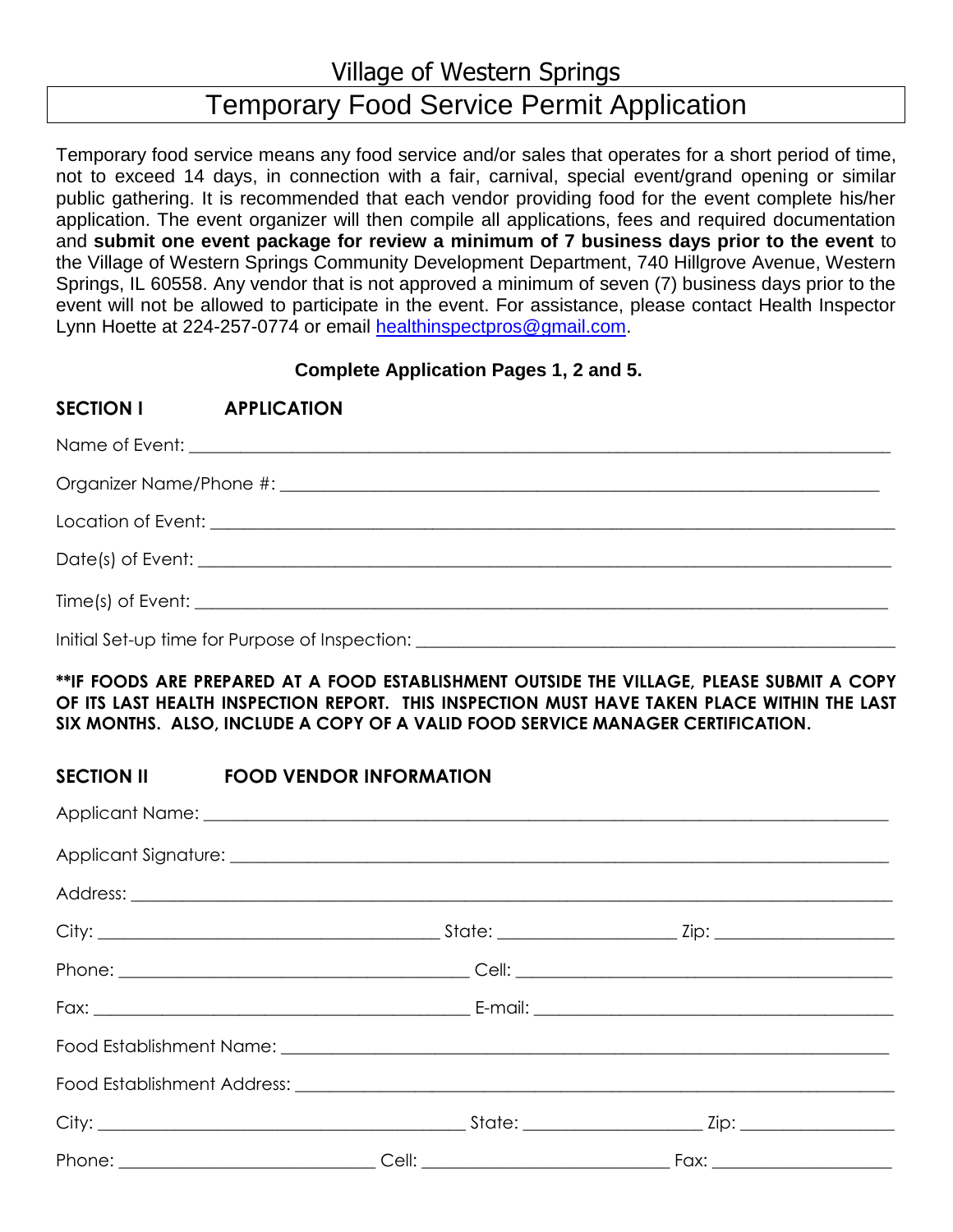# Village of Western Springs

## Temporary Food Service Permit Application

Temporary food service means any food service and/or sales that operates for a short period of time, not to exceed 14 days, in connection with a fair, carnival, special event/grand opening or similar public gathering. It is recommended that each vendor providing food for the event complete his/her application. The event organizer will then compile all applications, fees and required documentation and **submit one event package for review a minimum of 7 business days prior to the event** to the Village of Western Springs Community Development Department, 740 Hillgrove Avenue, Western Springs, IL 60558. Any vendor that is not approved a minimum of seven (7) business days prior to the event will not be allowed to participate in the event. For assistance, please contact Health Inspector Lynn Hoette at 224-257-0774 or email healthinspectpros@gmail.com.

**Complete Application Pages 1, 2 and 5.**

### SECTION I APPLICATION

Name of Event: ____________________________________________

Organizer Name/Phone #: ____________________________________________

Location of Event: ____________________________________________

Date(s) of Event: ____________________________________________

Time(s) of Event: ____________________________________________

Initial Set-up time for Purpose of Inspection: ____________________________________________

****IF FOODS ARE PREPARED AT A FOOD ESTABLISHMENT OUTSIDE THE VILLAGE, PLEASE SUBMIT A COPY OF ITS LAST HEALTH INSPECTION REPORT. THIS INSPECTION MUST HAVE TAKEN PLACE WITHIN THE LAST SIX MONTHS. ALSO, INCLUDE A COPY OF A VALID FOOD SERVICE MANAGER CERTIFICATION.**

### SECTION II FOOD VENDOR INFORMATION

Applicant Name: ____________________________________________

Applicant Signature: ____________________________________________

Address: ____________________________________________

City: ____________________ State: ____________________ Zip: ____________________

Phone: ____________________ Cell: ____________________

Fax: ____________________ E-mail: ____________________

Food Establishment Name: ____________________________________________

Food Establishment Address: ____________________________________________

City: ____________________ State: ____________________ Zip: ____________________

Phone: ____________________ Cell: ____________________ Fax: ____________________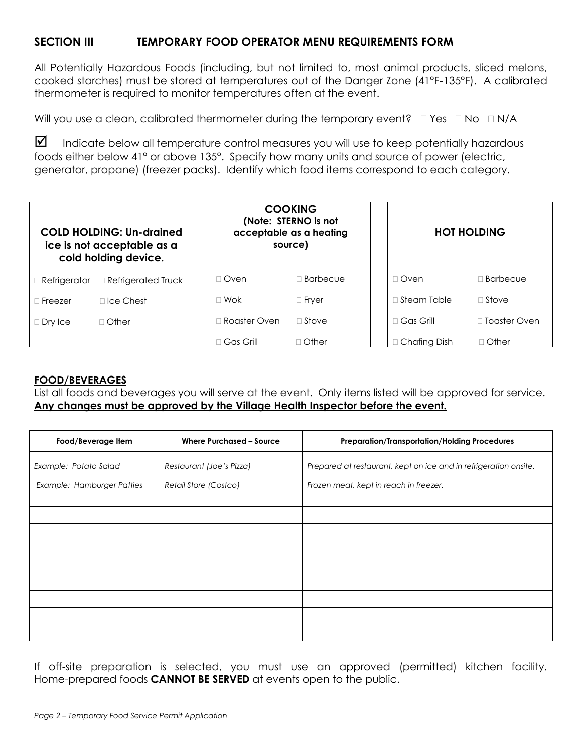## SECTION III TEMPORARY FOOD OPERATOR MENU REQUIREMENTS FORM

All Potentially Hazardous Foods (including, but not limited to, most animal products, sliced melons, cooked starches) must be stored at temperatures out of the Danger Zone (41°F-135°F). A calibrated thermometer is required to monitor temperatures often at the event.

Will you use a clean, calibrated thermometer during the temporary event? ☐ Yes ☐ No ☐ N/A

☑ Indicate below all temperature control measures you will use to keep potentially hazardous foods either below 41° or above 135°. Specify how many units and source of power (electric, generator, propane) (freezer packs). Identify which food items correspond to each category.

| **COLD HOLDING: Un-drained ice is not acceptable as a cold holding device.** | |
|---|---|
| ☐ Refrigerator | ☐ Refrigerated Truck |
| ☐ Freezer | ☐ Ice Chest |
| ☐ Dry Ice | ☐ Other |

| **COOKING (Note: STERNO is not acceptable as a heating source)** | |
|---|---|
| ☐ Oven | ☐ Barbecue |
| ☐ Wok | ☐ Fryer |
| ☐ Roaster Oven | ☐ Stove |
| ☐ Gas Grill | ☐ Other |

| **HOT HOLDING** | |
|---|---|
| ☐ Oven | ☐ Barbecue |
| ☐ Steam Table | ☐ Stove |
| ☐ Gas Grill | ☐ Toaster Oven |
| ☐ Chafing Dish | ☐ Other |

### FOOD/BEVERAGES

List all foods and beverages you will serve at the event. Only items listed will be approved for service. **Any changes must be approved by the Village Health Inspector before the event.**

| Food/Beverage Item | Where Purchased – Source | Preparation/Transportation/Holding Procedures |
|---|---|---|
| *Example: Potato Salad* | *Restaurant (Joe's Pizza)* | *Prepared at restaurant, kept on ice and in refrigeration onsite.* |
| *Example: Hamburger Patties* | *Retail Store (Costco)* | *Frozen meat, kept in reach in freezer.* |
| | | |
| | | |
| | | |
| | | |
| | | |
| | | |
| | | |
| | | |
| | | |

If off-site preparation is selected, you must use an approved (permitted) kitchen facility. Home-prepared foods **CANNOT BE SERVED** at events open to the public.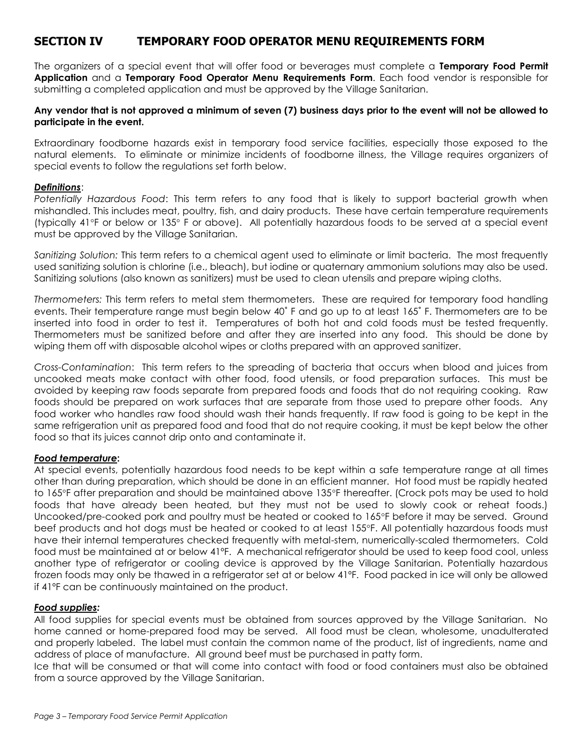## SECTION IV TEMPORARY FOOD OPERATOR MENU REQUIREMENTS FORM

The organizers of a special event that will offer food or beverages must complete a **Temporary Food Permit Application** and a **Temporary Food Operator Menu Requirements Form**. Each food vendor is responsible for submitting a completed application and must be approved by the Village Sanitarian.

**Any vendor that is not approved a minimum of seven (7) business days prior to the event will not be allowed to participate in the event.**

Extraordinary foodborne hazards exist in temporary food service facilities, especially those exposed to the natural elements. To eliminate or minimize incidents of foodborne illness, the Village requires organizers of special events to follow the regulations set forth below.

***Definitions***:

*Potentially Hazardous Food*: This term refers to any food that is likely to support bacterial growth when mishandled. This includes meat, poultry, fish, and dairy products. These have certain temperature requirements (typically 41°F or below or 135° F or above). All potentially hazardous foods to be served at a special event must be approved by the Village Sanitarian.

*Sanitizing Solution:* This term refers to a chemical agent used to eliminate or limit bacteria. The most frequently used sanitizing solution is chlorine (i.e., bleach), but iodine or quaternary ammonium solutions may also be used. Sanitizing solutions (also known as sanitizers) must be used to clean utensils and prepare wiping cloths.

*Thermometers:* This term refers to metal stem thermometers. These are required for temporary food handling events. Their temperature range must begin below 40˚ F and go up to at least 165˚ F. Thermometers are to be inserted into food in order to test it. Temperatures of both hot and cold foods must be tested frequently. Thermometers must be sanitized before and after they are inserted into any food. This should be done by wiping them off with disposable alcohol wipes or cloths prepared with an approved sanitizer.

*Cross-Contamination*: This term refers to the spreading of bacteria that occurs when blood and juices from uncooked meats make contact with other food, food utensils, or food preparation surfaces. This must be avoided by keeping raw foods separate from prepared foods and foods that do not requiring cooking. Raw foods should be prepared on work surfaces that are separate from those used to prepare other foods. Any food worker who handles raw food should wash their hands frequently. If raw food is going to be kept in the same refrigeration unit as prepared food and food that do not require cooking, it must be kept below the other food so that its juices cannot drip onto and contaminate it.

***Food temperature*:**

At special events, potentially hazardous food needs to be kept within a safe temperature range at all times other than during preparation, which should be done in an efficient manner. Hot food must be rapidly heated to 165°F after preparation and should be maintained above 135°F thereafter. (Crock pots may be used to hold foods that have already been heated, but they must not be used to slowly cook or reheat foods.) Uncooked/pre-cooked pork and poultry must be heated or cooked to 165°F before it may be served. Ground beef products and hot dogs must be heated or cooked to at least 155°F. All potentially hazardous foods must have their internal temperatures checked frequently with metal-stem, numerically-scaled thermometers. Cold food must be maintained at or below 41°F. A mechanical refrigerator should be used to keep food cool, unless another type of refrigerator or cooling device is approved by the Village Sanitarian. Potentially hazardous frozen foods may only be thawed in a refrigerator set at or below 41°F. Food packed in ice will only be allowed if 41°F can be continuously maintained on the product.

***Food supplies:***

All food supplies for special events must be obtained from sources approved by the Village Sanitarian. No home canned or home-prepared food may be served. All food must be clean, wholesome, unadulterated and properly labeled. The label must contain the common name of the product, list of ingredients, name and address of place of manufacture. All ground beef must be purchased in patty form.

Ice that will be consumed or that will come into contact with food or food containers must also be obtained from a source approved by the Village Sanitarian.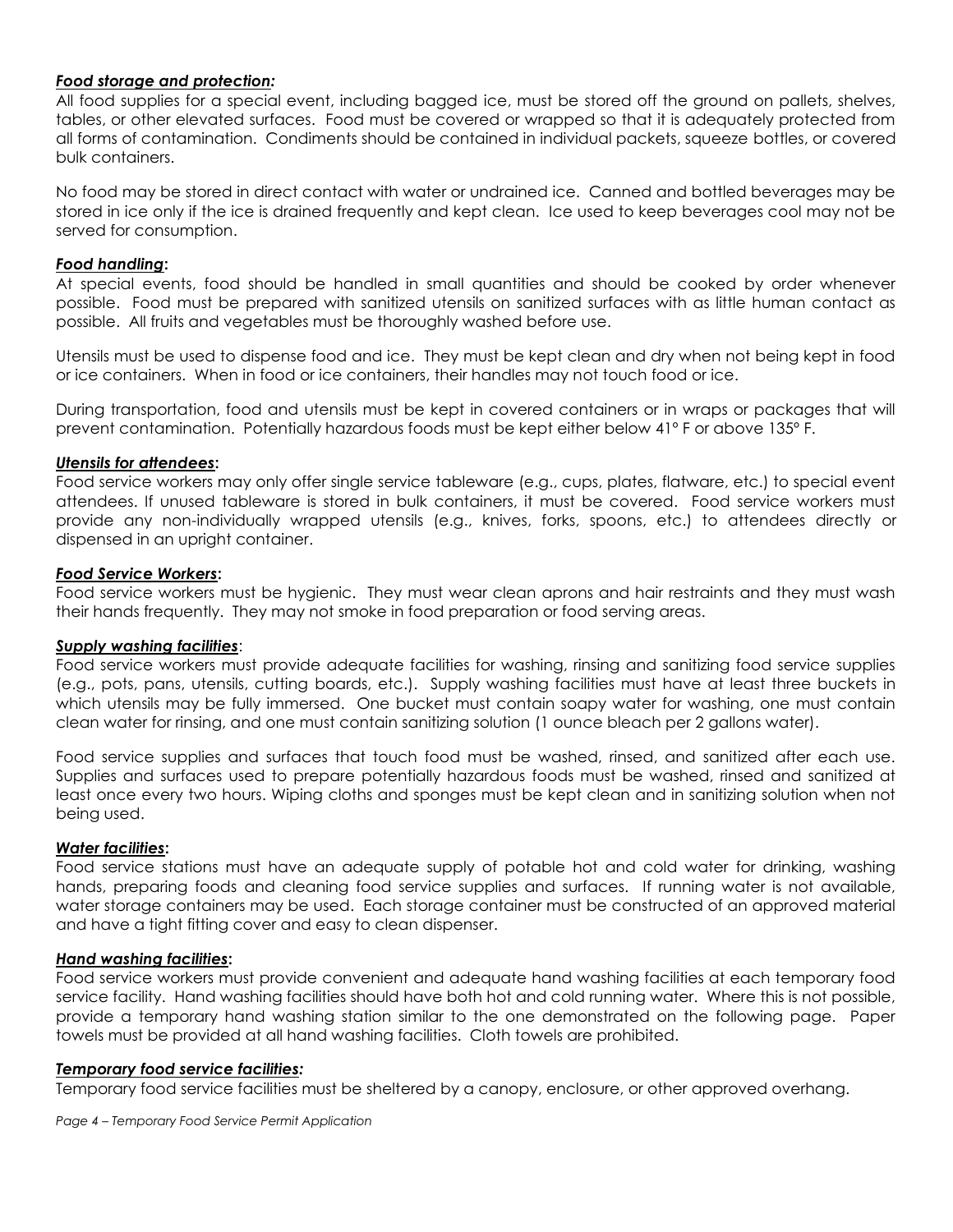***Food storage and protection:***

All food supplies for a special event, including bagged ice, must be stored off the ground on pallets, shelves, tables, or other elevated surfaces. Food must be covered or wrapped so that it is adequately protected from all forms of contamination. Condiments should be contained in individual packets, squeeze bottles, or covered bulk containers.

No food may be stored in direct contact with water or undrained ice. Canned and bottled beverages may be stored in ice only if the ice is drained frequently and kept clean. Ice used to keep beverages cool may not be served for consumption.

***Food handling*:**

At special events, food should be handled in small quantities and should be cooked by order whenever possible. Food must be prepared with sanitized utensils on sanitized surfaces with as little human contact as possible. All fruits and vegetables must be thoroughly washed before use.

Utensils must be used to dispense food and ice. They must be kept clean and dry when not being kept in food or ice containers. When in food or ice containers, their handles may not touch food or ice.

During transportation, food and utensils must be kept in covered containers or in wraps or packages that will prevent contamination. Potentially hazardous foods must be kept either below 41° F or above 135° F.

***Utensils for attendees*:**

Food service workers may only offer single service tableware (e.g., cups, plates, flatware, etc.) to special event attendees. If unused tableware is stored in bulk containers, it must be covered. Food service workers must provide any non-individually wrapped utensils (e.g., knives, forks, spoons, etc.) to attendees directly or dispensed in an upright container.

***Food Service Workers*:**

Food service workers must be hygienic. They must wear clean aprons and hair restraints and they must wash their hands frequently. They may not smoke in food preparation or food serving areas.

***Supply washing facilities*:**

Food service workers must provide adequate facilities for washing, rinsing and sanitizing food service supplies (e.g., pots, pans, utensils, cutting boards, etc.). Supply washing facilities must have at least three buckets in which utensils may be fully immersed. One bucket must contain soapy water for washing, one must contain clean water for rinsing, and one must contain sanitizing solution (1 ounce bleach per 2 gallons water).

Food service supplies and surfaces that touch food must be washed, rinsed, and sanitized after each use. Supplies and surfaces used to prepare potentially hazardous foods must be washed, rinsed and sanitized at least once every two hours. Wiping cloths and sponges must be kept clean and in sanitizing solution when not being used.

***Water facilities*:**

Food service stations must have an adequate supply of potable hot and cold water for drinking, washing hands, preparing foods and cleaning food service supplies and surfaces. If running water is not available, water storage containers may be used. Each storage container must be constructed of an approved material and have a tight fitting cover and easy to clean dispenser.

***Hand washing facilities*:**

Food service workers must provide convenient and adequate hand washing facilities at each temporary food service facility. Hand washing facilities should have both hot and cold running water. Where this is not possible, provide a temporary hand washing station similar to the one demonstrated on the following page. Paper towels must be provided at all hand washing facilities. Cloth towels are prohibited.

***Temporary food service facilities:***

Temporary food service facilities must be sheltered by a canopy, enclosure, or other approved overhang.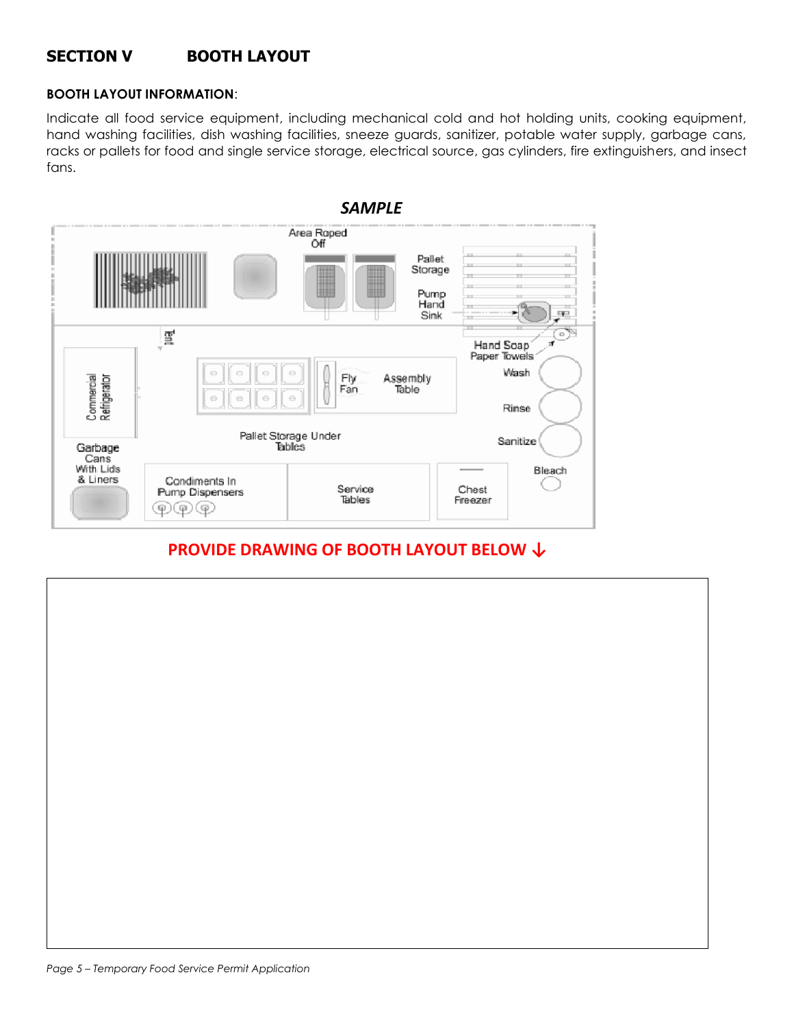## SECTION V BOOTH LAYOUT

**BOOTH LAYOUT INFORMATION**:

Indicate all food service equipment, including mechanical cold and hot holding units, cooking equipment, hand washing facilities, dish washing facilities, sneeze guards, sanitizer, potable water supply, garbage cans, racks or pallets for food and single service storage, electrical source, gas cylinders, fire extinguishers, and insect fans.

***SAMPLE***

Area Roped Off

Pallet Storage

Pump Hand Sink

Tent

Hand Soap Paper Towels

Commercial Refrigerator

Fly Fan

Assembly Table

Wash

Rinse

Pallet Storage Under Tables

Sanitize

Garbage Cans With Lids & Liners

Condiments In Pump Dispensers

Service Tables

Chest Freezer

Bleach

**PROVIDE DRAWING OF BOOTH LAYOUT BELOW ↓**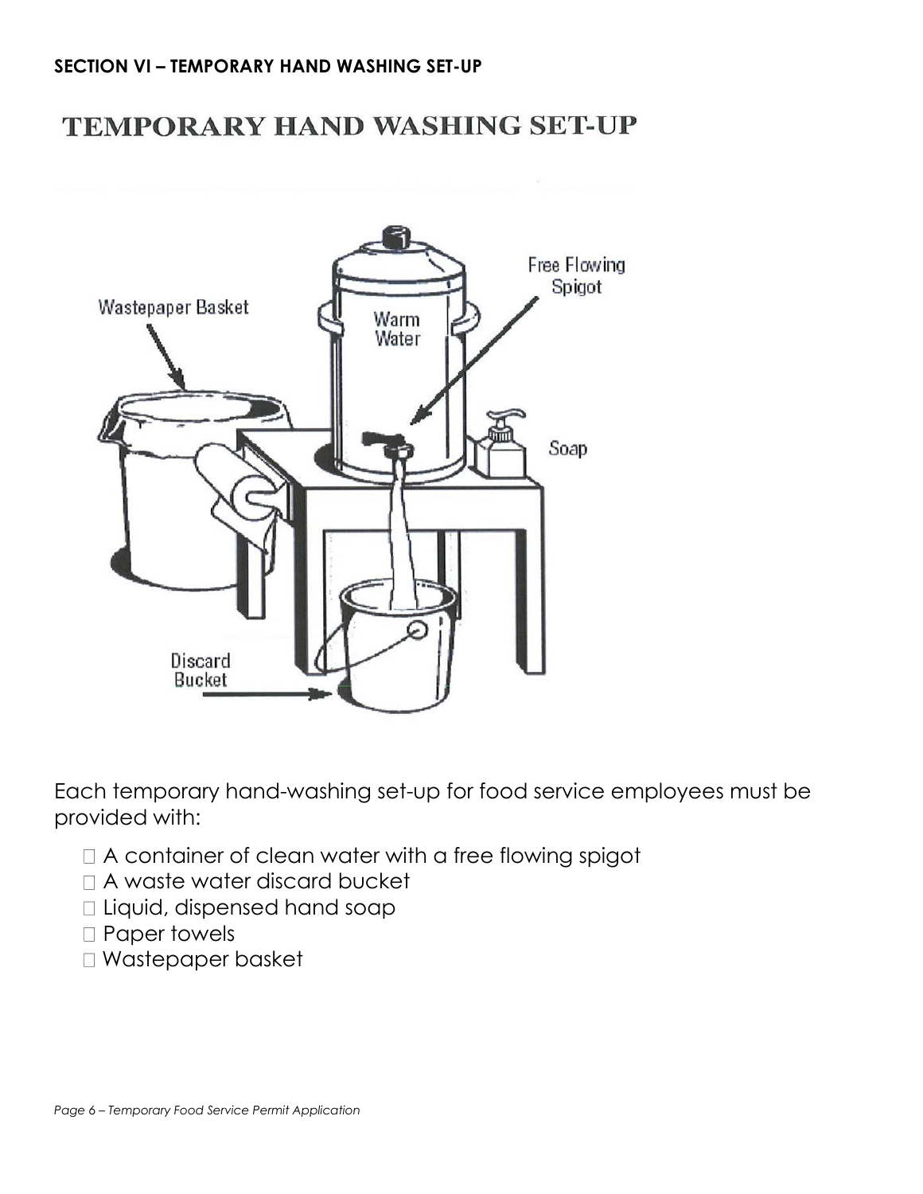## SECTION VI – TEMPORARY HAND WASHING SET-UP

# TEMPORARY HAND WASHING SET-UP

Wastepaper Basket

Warm Water

Free Flowing Spigot

Soap

Discard Bucket

Each temporary hand-washing set-up for food service employees must be provided with:

- A container of clean water with a free flowing spigot
- A waste water discard bucket
- Liquid, dispensed hand soap
- Paper towels
- Wastepaper basket